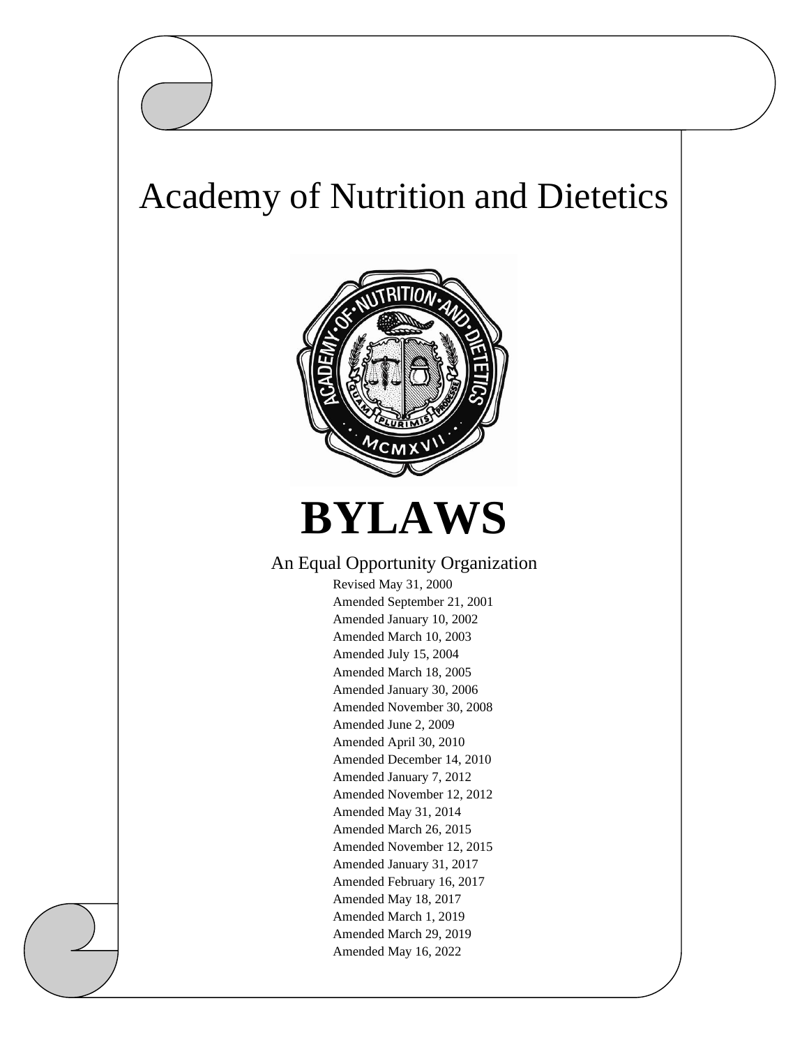# Academy of Nutrition and Dietetics

# BYLAWS

An Equal Opportunity Organization

Revised May 31, 2000
Amended September 21, 2001
Amended January 10, 2002
Amended March 10, 2003
Amended July 15, 2004
Amended March 18, 2005
Amended January 30, 2006
Amended November 30, 2008
Amended June 2, 2009
Amended April 30, 2010
Amended December 14, 2010
Amended January 7, 2012
Amended November 12, 2012
Amended May 31, 2014
Amended March 26, 2015
Amended November 12, 2015
Amended January 31, 2017
Amended February 16, 2017
Amended May 18, 2017
Amended March 1, 2019
Amended March 29, 2019
Amended May 16, 2022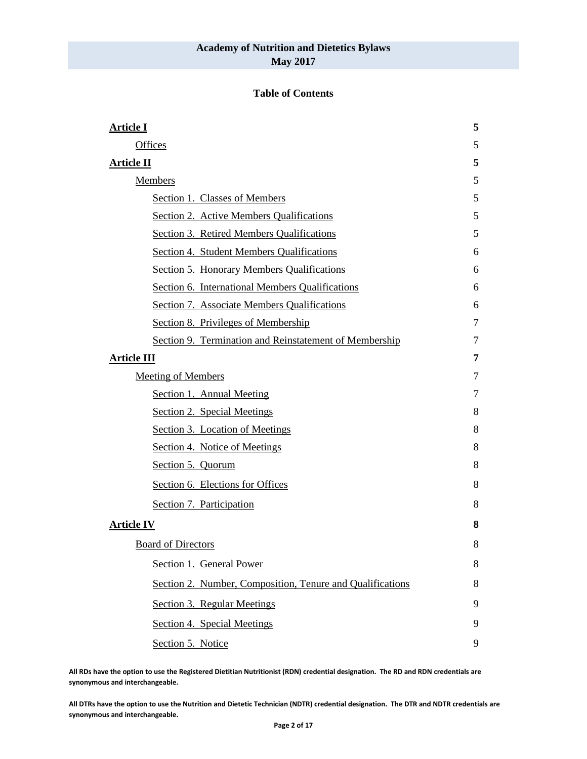**Academy of Nutrition and Dietetics Bylaws**
**May 2017**

**Table of Contents**

| | |
|---|---|
| **Article I** | **5** |
| Offices | 5 |
| **Article II** | **5** |
| Members | 5 |
| Section 1. Classes of Members | 5 |
| Section 2. Active Members Qualifications | 5 |
| Section 3. Retired Members Qualifications | 5 |
| Section 4. Student Members Qualifications | 6 |
| Section 5. Honorary Members Qualifications | 6 |
| Section 6. International Members Qualifications | 6 |
| Section 7. Associate Members Qualifications | 6 |
| Section 8. Privileges of Membership | 7 |
| Section 9. Termination and Reinstatement of Membership | 7 |
| **Article III** | **7** |
| Meeting of Members | 7 |
| Section 1. Annual Meeting | 7 |
| Section 2. Special Meetings | 8 |
| Section 3. Location of Meetings | 8 |
| Section 4. Notice of Meetings | 8 |
| Section 5. Quorum | 8 |
| Section 6. Elections for Offices | 8 |
| Section 7. Participation | 8 |
| **Article IV** | **8** |
| Board of Directors | 8 |
| Section 1. General Power | 8 |
| Section 2. Number, Composition, Tenure and Qualifications | 8 |
| Section 3. Regular Meetings | 9 |
| Section 4. Special Meetings | 9 |
| Section 5. Notice | 9 |

**All RDs have the option to use the Registered Dietitian Nutritionist (RDN) credential designation. The RD and RDN credentials are synonymous and interchangeable.**

**All DTRs have the option to use the Nutrition and Dietetic Technician (NDTR) credential designation. The DTR and NDTR credentials are synonymous and interchangeable.**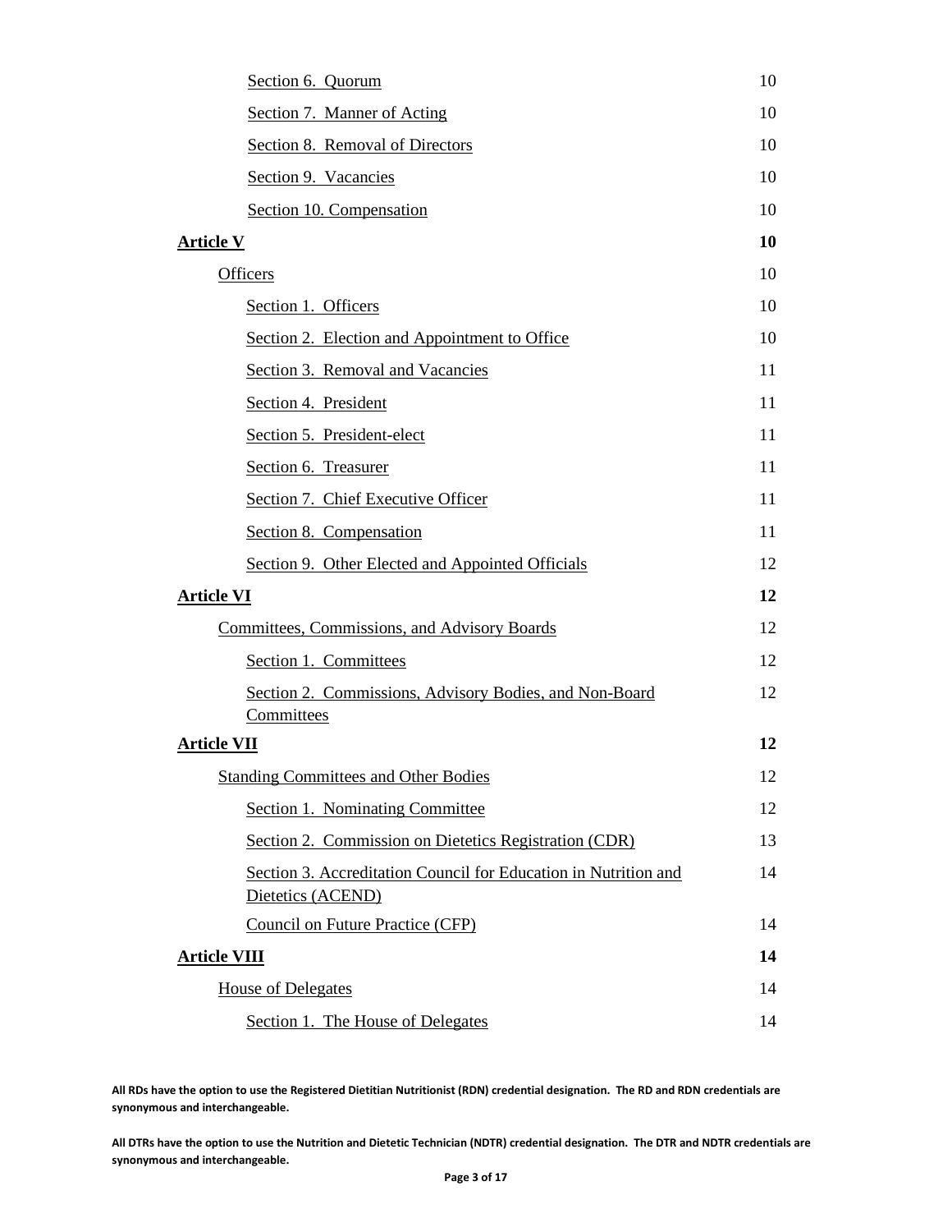| | |
|---|---|
| Section 6. Quorum | 10 |
| Section 7. Manner of Acting | 10 |
| Section 8. Removal of Directors | 10 |
| Section 9. Vacancies | 10 |
| Section 10. Compensation | 10 |
| **Article V** | **10** |
| Officers | 10 |
| Section 1. Officers | 10 |
| Section 2. Election and Appointment to Office | 10 |
| Section 3. Removal and Vacancies | 11 |
| Section 4. President | 11 |
| Section 5. President-elect | 11 |
| Section 6. Treasurer | 11 |
| Section 7. Chief Executive Officer | 11 |
| Section 8. Compensation | 11 |
| Section 9. Other Elected and Appointed Officials | 12 |
| **Article VI** | **12** |
| Committees, Commissions, and Advisory Boards | 12 |
| Section 1. Committees | 12 |
| Section 2. Commissions, Advisory Bodies, and Non-Board Committees | 12 |
| **Article VII** | **12** |
| Standing Committees and Other Bodies | 12 |
| Section 1. Nominating Committee | 12 |
| Section 2. Commission on Dietetics Registration (CDR) | 13 |
| Section 3. Accreditation Council for Education in Nutrition and Dietetics (ACEND) | 14 |
| Council on Future Practice (CFP) | 14 |
| **Article VIII** | **14** |
| House of Delegates | 14 |
| Section 1. The House of Delegates | 14 |

**All RDs have the option to use the Registered Dietitian Nutritionist (RDN) credential designation. The RD and RDN credentials are synonymous and interchangeable.**

**All DTRs have the option to use the Nutrition and Dietetic Technician (NDTR) credential designation. The DTR and NDTR credentials are synonymous and interchangeable.**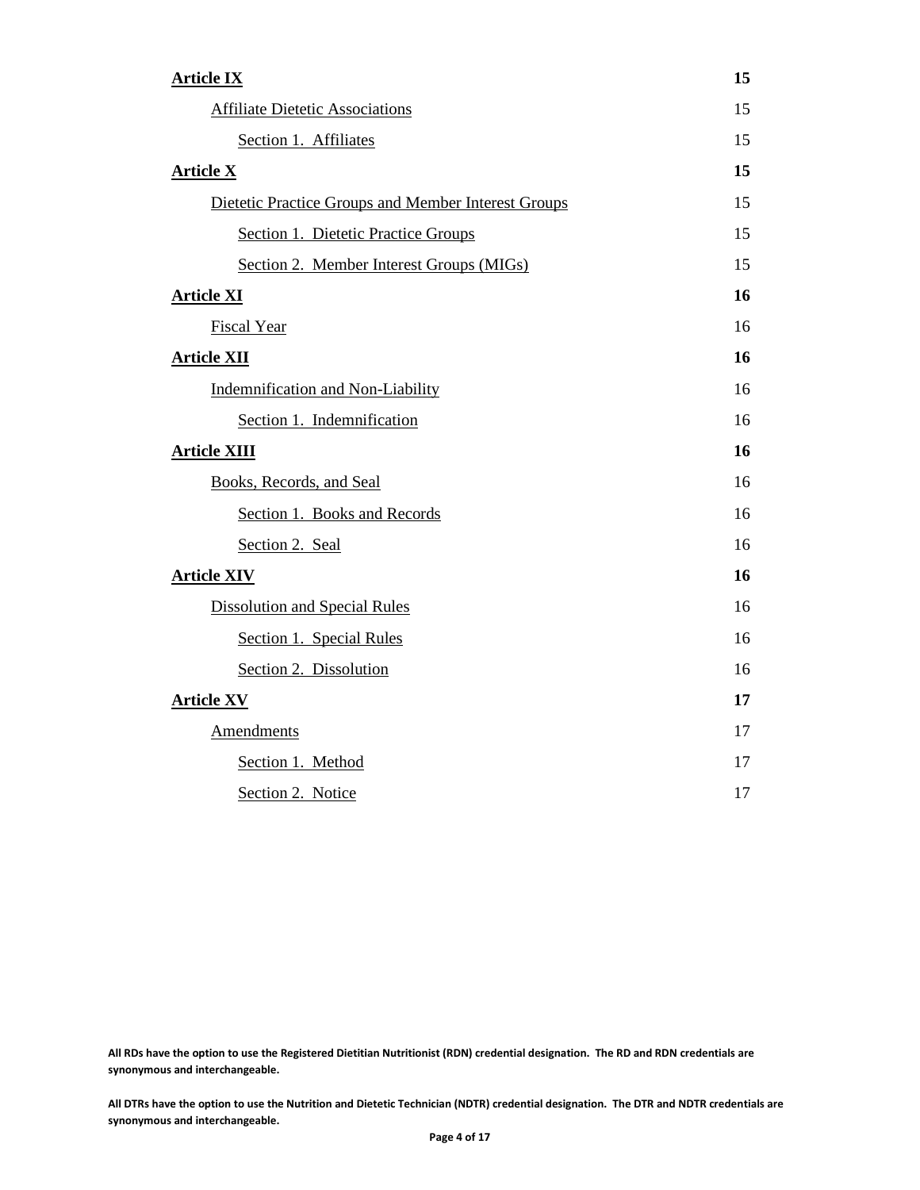| | |
|---|---|
| **Article IX** | **15** |
| Affiliate Dietetic Associations | 15 |
| Section 1. Affiliates | 15 |
| **Article X** | **15** |
| Dietetic Practice Groups and Member Interest Groups | 15 |
| Section 1. Dietetic Practice Groups | 15 |
| Section 2. Member Interest Groups (MIGs) | 15 |
| **Article XI** | **16** |
| Fiscal Year | 16 |
| **Article XII** | **16** |
| Indemnification and Non-Liability | 16 |
| Section 1. Indemnification | 16 |
| **Article XIII** | **16** |
| Books, Records, and Seal | 16 |
| Section 1. Books and Records | 16 |
| Section 2. Seal | 16 |
| **Article XIV** | **16** |
| Dissolution and Special Rules | 16 |
| Section 1. Special Rules | 16 |
| Section 2. Dissolution | 16 |
| **Article XV** | **17** |
| Amendments | 17 |
| Section 1. Method | 17 |
| Section 2. Notice | 17 |

**All RDs have the option to use the Registered Dietitian Nutritionist (RDN) credential designation. The RD and RDN credentials are synonymous and interchangeable.**

**All DTRs have the option to use the Nutrition and Dietetic Technician (NDTR) credential designation. The DTR and NDTR credentials are synonymous and interchangeable.**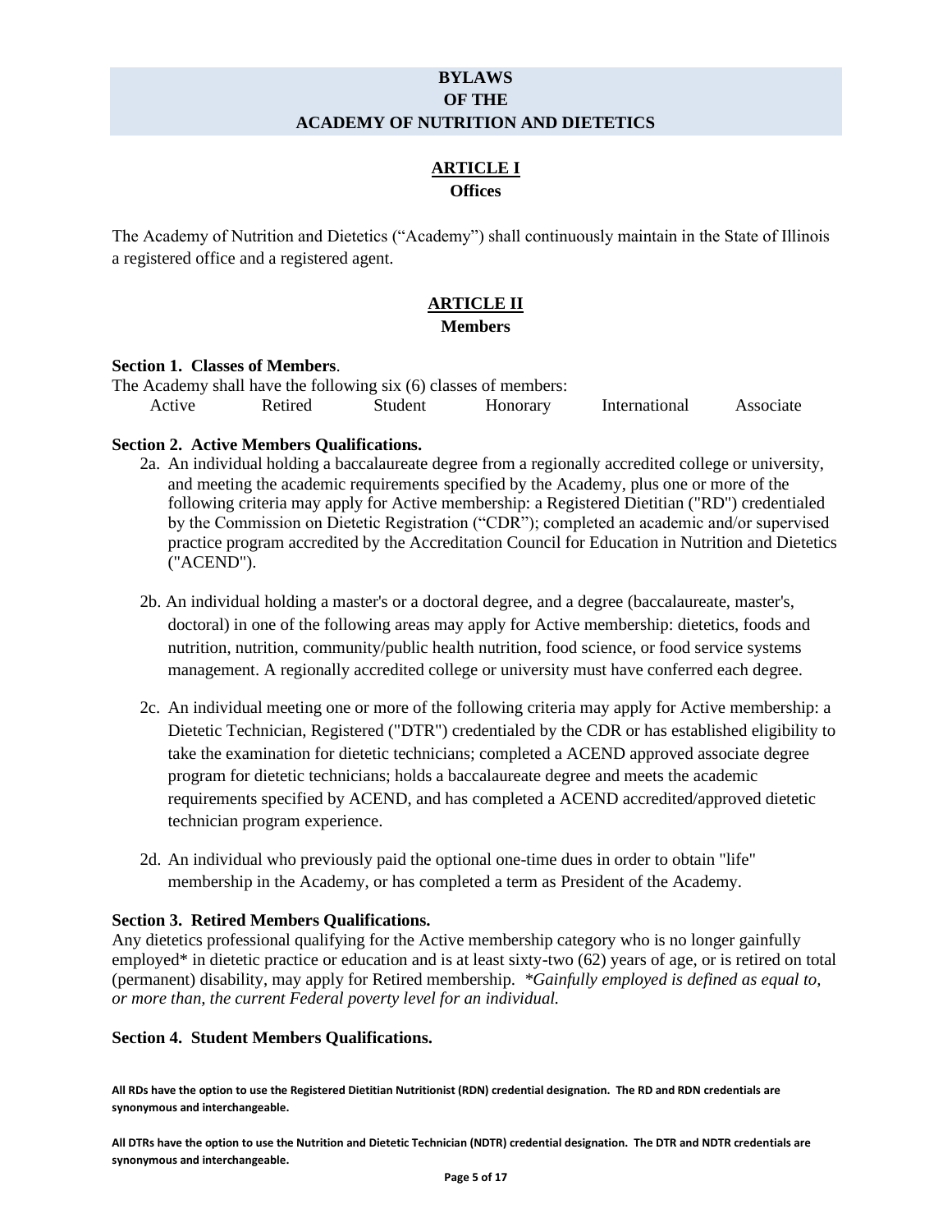# BYLAWS
# OF THE
# ACADEMY OF NUTRITION AND DIETETICS

## ARTICLE I
### Offices

The Academy of Nutrition and Dietetics ("Academy") shall continuously maintain in the State of Illinois a registered office and a registered agent.

## ARTICLE II
### Members

**Section 1. Classes of Members**.

The Academy shall have the following six (6) classes of members:

| Active | Retired | Student | Honorary | International | Associate |
|---|---|---|---|---|---|

**Section 2. Active Members Qualifications.**

2a. An individual holding a baccalaureate degree from a regionally accredited college or university, and meeting the academic requirements specified by the Academy, plus one or more of the following criteria may apply for Active membership: a Registered Dietitian ("RD") credentialed by the Commission on Dietetic Registration ("CDR"); completed an academic and/or supervised practice program accredited by the Accreditation Council for Education in Nutrition and Dietetics ("ACEND").

2b. An individual holding a master's or a doctoral degree, and a degree (baccalaureate, master's, doctoral) in one of the following areas may apply for Active membership: dietetics, foods and nutrition, nutrition, community/public health nutrition, food science, or food service systems management. A regionally accredited college or university must have conferred each degree.

2c. An individual meeting one or more of the following criteria may apply for Active membership: a Dietetic Technician, Registered ("DTR") credentialed by the CDR or has established eligibility to take the examination for dietetic technicians; completed a ACEND approved associate degree program for dietetic technicians; holds a baccalaureate degree and meets the academic requirements specified by ACEND, and has completed a ACEND accredited/approved dietetic technician program experience.

2d. An individual who previously paid the optional one-time dues in order to obtain "life" membership in the Academy, or has completed a term as President of the Academy.

**Section 3. Retired Members Qualifications.**

Any dietetics professional qualifying for the Active membership category who is no longer gainfully employed* in dietetic practice or education and is at least sixty-two (62) years of age, or is retired on total (permanent) disability, may apply for Retired membership. *\*Gainfully employed is defined as equal to, or more than, the current Federal poverty level for an individual.*

**Section 4. Student Members Qualifications.**

**All RDs have the option to use the Registered Dietitian Nutritionist (RDN) credential designation. The RD and RDN credentials are synonymous and interchangeable.**

**All DTRs have the option to use the Nutrition and Dietetic Technician (NDTR) credential designation. The DTR and NDTR credentials are synonymous and interchangeable.**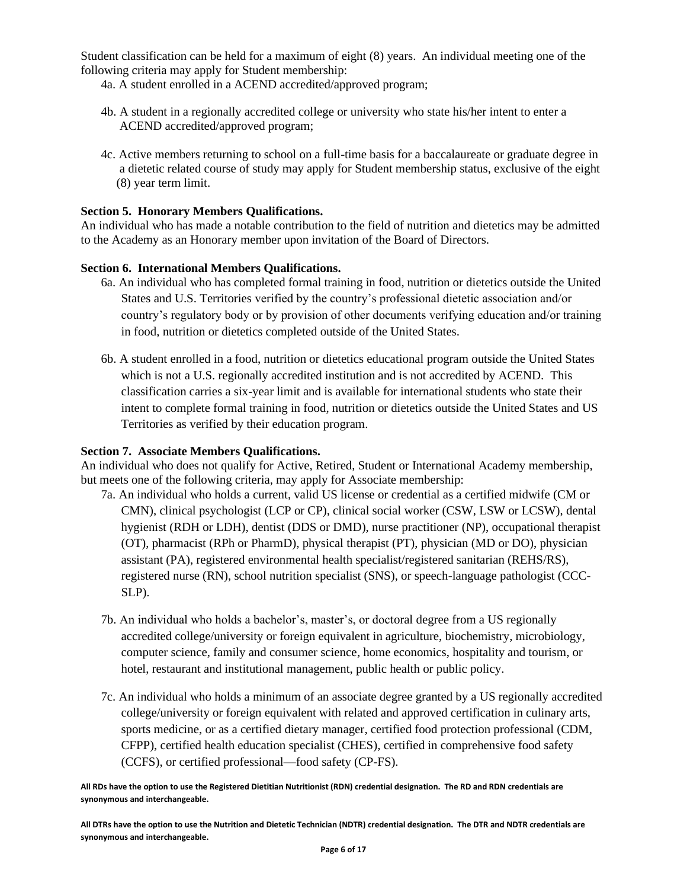Student classification can be held for a maximum of eight (8) years. An individual meeting one of the following criteria may apply for Student membership:

4a. A student enrolled in a ACEND accredited/approved program;

4b. A student in a regionally accredited college or university who state his/her intent to enter a ACEND accredited/approved program;

4c. Active members returning to school on a full-time basis for a baccalaureate or graduate degree in a dietetic related course of study may apply for Student membership status, exclusive of the eight (8) year term limit.

**Section 5. Honorary Members Qualifications.**

An individual who has made a notable contribution to the field of nutrition and dietetics may be admitted to the Academy as an Honorary member upon invitation of the Board of Directors.

**Section 6. International Members Qualifications.**

6a. An individual who has completed formal training in food, nutrition or dietetics outside the United States and U.S. Territories verified by the country's professional dietetic association and/or country's regulatory body or by provision of other documents verifying education and/or training in food, nutrition or dietetics completed outside of the United States.

6b. A student enrolled in a food, nutrition or dietetics educational program outside the United States which is not a U.S. regionally accredited institution and is not accredited by ACEND. This classification carries a six-year limit and is available for international students who state their intent to complete formal training in food, nutrition or dietetics outside the United States and US Territories as verified by their education program.

**Section 7. Associate Members Qualifications.**

An individual who does not qualify for Active, Retired, Student or International Academy membership, but meets one of the following criteria, may apply for Associate membership:

7a. An individual who holds a current, valid US license or credential as a certified midwife (CM or CMN), clinical psychologist (LCP or CP), clinical social worker (CSW, LSW or LCSW), dental hygienist (RDH or LDH), dentist (DDS or DMD), nurse practitioner (NP), occupational therapist (OT), pharmacist (RPh or PharmD), physical therapist (PT), physician (MD or DO), physician assistant (PA), registered environmental health specialist/registered sanitarian (REHS/RS), registered nurse (RN), school nutrition specialist (SNS), or speech-language pathologist (CCC-SLP).

7b. An individual who holds a bachelor's, master's, or doctoral degree from a US regionally accredited college/university or foreign equivalent in agriculture, biochemistry, microbiology, computer science, family and consumer science, home economics, hospitality and tourism, or hotel, restaurant and institutional management, public health or public policy.

7c. An individual who holds a minimum of an associate degree granted by a US regionally accredited college/university or foreign equivalent with related and approved certification in culinary arts, sports medicine, or as a certified dietary manager, certified food protection professional (CDM, CFPP), certified health education specialist (CHES), certified in comprehensive food safety (CCFS), or certified professional—food safety (CP-FS).

**All RDs have the option to use the Registered Dietitian Nutritionist (RDN) credential designation. The RD and RDN credentials are synonymous and interchangeable.**

**All DTRs have the option to use the Nutrition and Dietetic Technician (NDTR) credential designation. The DTR and NDTR credentials are synonymous and interchangeable.**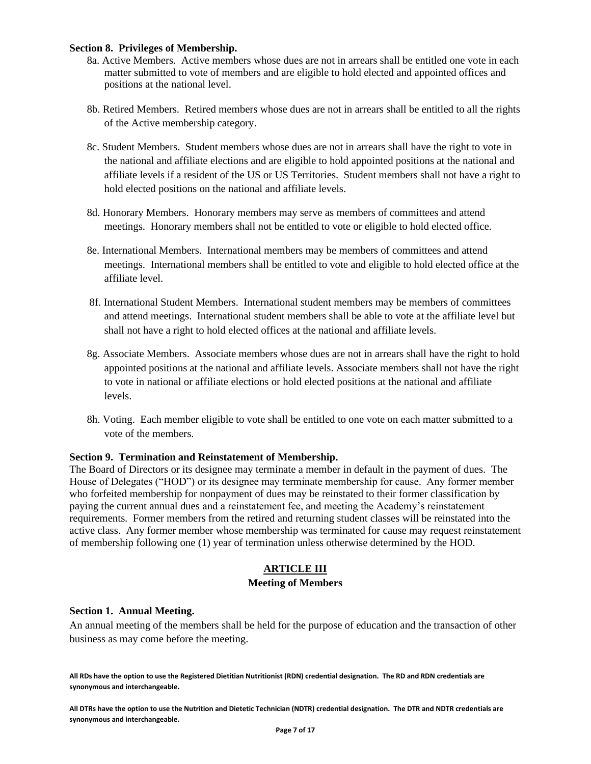**Section 8. Privileges of Membership.**

8a. Active Members. Active members whose dues are not in arrears shall be entitled one vote in each matter submitted to vote of members and are eligible to hold elected and appointed offices and positions at the national level.

8b. Retired Members. Retired members whose dues are not in arrears shall be entitled to all the rights of the Active membership category.

8c. Student Members. Student members whose dues are not in arrears shall have the right to vote in the national and affiliate elections and are eligible to hold appointed positions at the national and affiliate levels if a resident of the US or US Territories. Student members shall not have a right to hold elected positions on the national and affiliate levels.

8d. Honorary Members. Honorary members may serve as members of committees and attend meetings. Honorary members shall not be entitled to vote or eligible to hold elected office.

8e. International Members. International members may be members of committees and attend meetings. International members shall be entitled to vote and eligible to hold elected office at the affiliate level.

8f. International Student Members. International student members may be members of committees and attend meetings. International student members shall be able to vote at the affiliate level but shall not have a right to hold elected offices at the national and affiliate levels.

8g. Associate Members. Associate members whose dues are not in arrears shall have the right to hold appointed positions at the national and affiliate levels. Associate members shall not have the right to vote in national or affiliate elections or hold elected positions at the national and affiliate levels.

8h. Voting. Each member eligible to vote shall be entitled to one vote on each matter submitted to a vote of the members.

**Section 9. Termination and Reinstatement of Membership.**

The Board of Directors or its designee may terminate a member in default in the payment of dues. The House of Delegates ("HOD") or its designee may terminate membership for cause. Any former member who forfeited membership for nonpayment of dues may be reinstated to their former classification by paying the current annual dues and a reinstatement fee, and meeting the Academy's reinstatement requirements. Former members from the retired and returning student classes will be reinstated into the active class. Any former member whose membership was terminated for cause may request reinstatement of membership following one (1) year of termination unless otherwise determined by the HOD.

## ARTICLE III

### Meeting of Members

**Section 1. Annual Meeting.**

An annual meeting of the members shall be held for the purpose of education and the transaction of other business as may come before the meeting.

**All RDs have the option to use the Registered Dietitian Nutritionist (RDN) credential designation. The RD and RDN credentials are synonymous and interchangeable.**

**All DTRs have the option to use the Nutrition and Dietetic Technician (NDTR) credential designation. The DTR and NDTR credentials are synonymous and interchangeable.**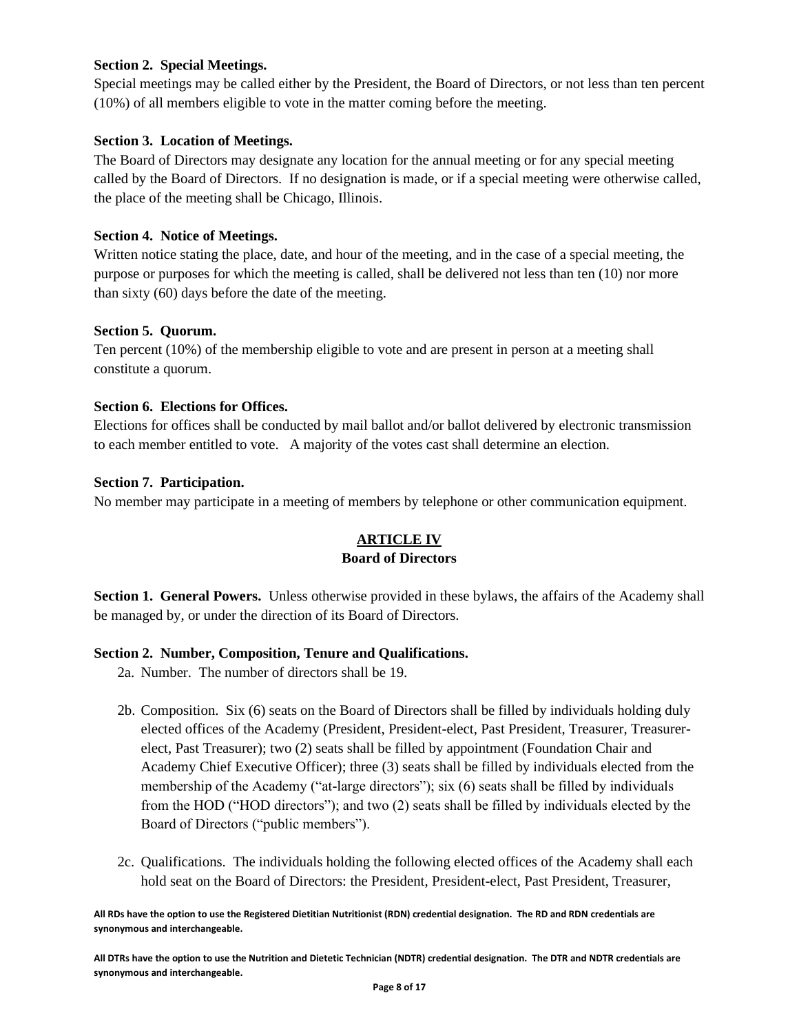**Section 2. Special Meetings.**
Special meetings may be called either by the President, the Board of Directors, or not less than ten percent (10%) of all members eligible to vote in the matter coming before the meeting.

**Section 3. Location of Meetings.**
The Board of Directors may designate any location for the annual meeting or for any special meeting called by the Board of Directors. If no designation is made, or if a special meeting were otherwise called, the place of the meeting shall be Chicago, Illinois.

**Section 4. Notice of Meetings.**
Written notice stating the place, date, and hour of the meeting, and in the case of a special meeting, the purpose or purposes for which the meeting is called, shall be delivered not less than ten (10) nor more than sixty (60) days before the date of the meeting.

**Section 5. Quorum.**
Ten percent (10%) of the membership eligible to vote and are present in person at a meeting shall constitute a quorum.

**Section 6. Elections for Offices.**
Elections for offices shall be conducted by mail ballot and/or ballot delivered by electronic transmission to each member entitled to vote. A majority of the votes cast shall determine an election.

**Section 7. Participation.**
No member may participate in a meeting of members by telephone or other communication equipment.

## ARTICLE IV
## Board of Directors

**Section 1. General Powers.** Unless otherwise provided in these bylaws, the affairs of the Academy shall be managed by, or under the direction of its Board of Directors.

**Section 2. Number, Composition, Tenure and Qualifications.**

2a. Number. The number of directors shall be 19.

2b. Composition. Six (6) seats on the Board of Directors shall be filled by individuals holding duly elected offices of the Academy (President, President-elect, Past President, Treasurer, Treasurer-elect, Past Treasurer); two (2) seats shall be filled by appointment (Foundation Chair and Academy Chief Executive Officer); three (3) seats shall be filled by individuals elected from the membership of the Academy ("at-large directors"); six (6) seats shall be filled by individuals from the HOD ("HOD directors"); and two (2) seats shall be filled by individuals elected by the Board of Directors ("public members").

2c. Qualifications. The individuals holding the following elected offices of the Academy shall each hold seat on the Board of Directors: the President, President-elect, Past President, Treasurer,

**All RDs have the option to use the Registered Dietitian Nutritionist (RDN) credential designation. The RD and RDN credentials are synonymous and interchangeable.**

**All DTRs have the option to use the Nutrition and Dietetic Technician (NDTR) credential designation. The DTR and NDTR credentials are synonymous and interchangeable.**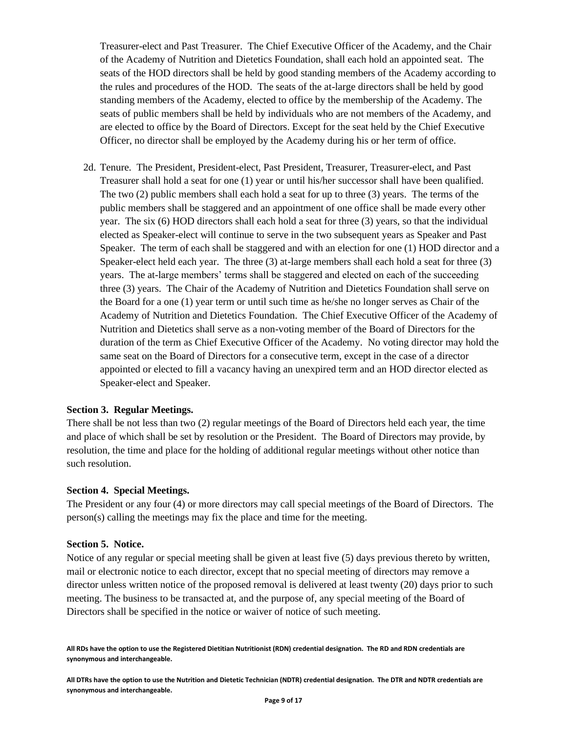Treasurer-elect and Past Treasurer. The Chief Executive Officer of the Academy, and the Chair of the Academy of Nutrition and Dietetics Foundation, shall each hold an appointed seat. The seats of the HOD directors shall be held by good standing members of the Academy according to the rules and procedures of the HOD. The seats of the at-large directors shall be held by good standing members of the Academy, elected to office by the membership of the Academy. The seats of public members shall be held by individuals who are not members of the Academy, and are elected to office by the Board of Directors. Except for the seat held by the Chief Executive Officer, no director shall be employed by the Academy during his or her term of office.

2d. Tenure. The President, President-elect, Past President, Treasurer, Treasurer-elect, and Past Treasurer shall hold a seat for one (1) year or until his/her successor shall have been qualified. The two (2) public members shall each hold a seat for up to three (3) years. The terms of the public members shall be staggered and an appointment of one office shall be made every other year. The six (6) HOD directors shall each hold a seat for three (3) years, so that the individual elected as Speaker-elect will continue to serve in the two subsequent years as Speaker and Past Speaker. The term of each shall be staggered and with an election for one (1) HOD director and a Speaker-elect held each year. The three (3) at-large members shall each hold a seat for three (3) years. The at-large members' terms shall be staggered and elected on each of the succeeding three (3) years. The Chair of the Academy of Nutrition and Dietetics Foundation shall serve on the Board for a one (1) year term or until such time as he/she no longer serves as Chair of the Academy of Nutrition and Dietetics Foundation. The Chief Executive Officer of the Academy of Nutrition and Dietetics shall serve as a non-voting member of the Board of Directors for the duration of the term as Chief Executive Officer of the Academy. No voting director may hold the same seat on the Board of Directors for a consecutive term, except in the case of a director appointed or elected to fill a vacancy having an unexpired term and an HOD director elected as Speaker-elect and Speaker.

**Section 3. Regular Meetings.**
There shall be not less than two (2) regular meetings of the Board of Directors held each year, the time and place of which shall be set by resolution or the President. The Board of Directors may provide, by resolution, the time and place for the holding of additional regular meetings without other notice than such resolution.

**Section 4. Special Meetings.**
The President or any four (4) or more directors may call special meetings of the Board of Directors. The person(s) calling the meetings may fix the place and time for the meeting.

**Section 5. Notice.**
Notice of any regular or special meeting shall be given at least five (5) days previous thereto by written, mail or electronic notice to each director, except that no special meeting of directors may remove a director unless written notice of the proposed removal is delivered at least twenty (20) days prior to such meeting. The business to be transacted at, and the purpose of, any special meeting of the Board of Directors shall be specified in the notice or waiver of notice of such meeting.

**All RDs have the option to use the Registered Dietitian Nutritionist (RDN) credential designation. The RD and RDN credentials are synonymous and interchangeable.**

**All DTRs have the option to use the Nutrition and Dietetic Technician (NDTR) credential designation. The DTR and NDTR credentials are synonymous and interchangeable.**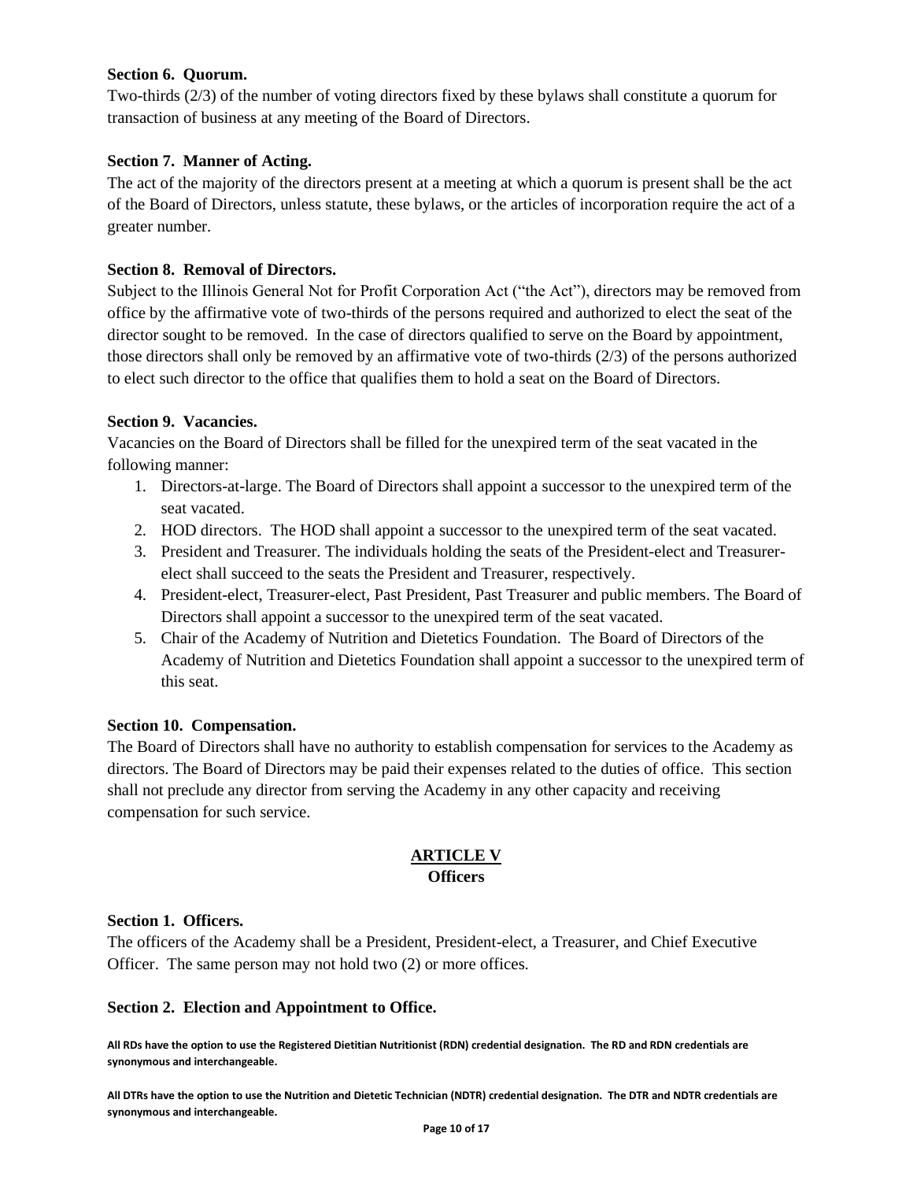**Section 6. Quorum.**
Two-thirds (2/3) of the number of voting directors fixed by these bylaws shall constitute a quorum for transaction of business at any meeting of the Board of Directors.

**Section 7. Manner of Acting.**
The act of the majority of the directors present at a meeting at which a quorum is present shall be the act of the Board of Directors, unless statute, these bylaws, or the articles of incorporation require the act of a greater number.

**Section 8. Removal of Directors.**
Subject to the Illinois General Not for Profit Corporation Act ("the Act"), directors may be removed from office by the affirmative vote of two-thirds of the persons required and authorized to elect the seat of the director sought to be removed. In the case of directors qualified to serve on the Board by appointment, those directors shall only be removed by an affirmative vote of two-thirds (2/3) of the persons authorized to elect such director to the office that qualifies them to hold a seat on the Board of Directors.

**Section 9. Vacancies.**
Vacancies on the Board of Directors shall be filled for the unexpired term of the seat vacated in the following manner:

1. Directors-at-large. The Board of Directors shall appoint a successor to the unexpired term of the seat vacated.
2. HOD directors. The HOD shall appoint a successor to the unexpired term of the seat vacated.
3. President and Treasurer. The individuals holding the seats of the President-elect and Treasurer-elect shall succeed to the seats the President and Treasurer, respectively.
4. President-elect, Treasurer-elect, Past President, Past Treasurer and public members. The Board of Directors shall appoint a successor to the unexpired term of the seat vacated.
5. Chair of the Academy of Nutrition and Dietetics Foundation. The Board of Directors of the Academy of Nutrition and Dietetics Foundation shall appoint a successor to the unexpired term of this seat.

**Section 10. Compensation.**
The Board of Directors shall have no authority to establish compensation for services to the Academy as directors. The Board of Directors may be paid their expenses related to the duties of office. This section shall not preclude any director from serving the Academy in any other capacity and receiving compensation for such service.

## ARTICLE V
### Officers

**Section 1. Officers.**
The officers of the Academy shall be a President, President-elect, a Treasurer, and Chief Executive Officer. The same person may not hold two (2) or more offices.

**Section 2. Election and Appointment to Office.**

**All RDs have the option to use the Registered Dietitian Nutritionist (RDN) credential designation. The RD and RDN credentials are synonymous and interchangeable.**

**All DTRs have the option to use the Nutrition and Dietetic Technician (NDTR) credential designation. The DTR and NDTR credentials are synonymous and interchangeable.**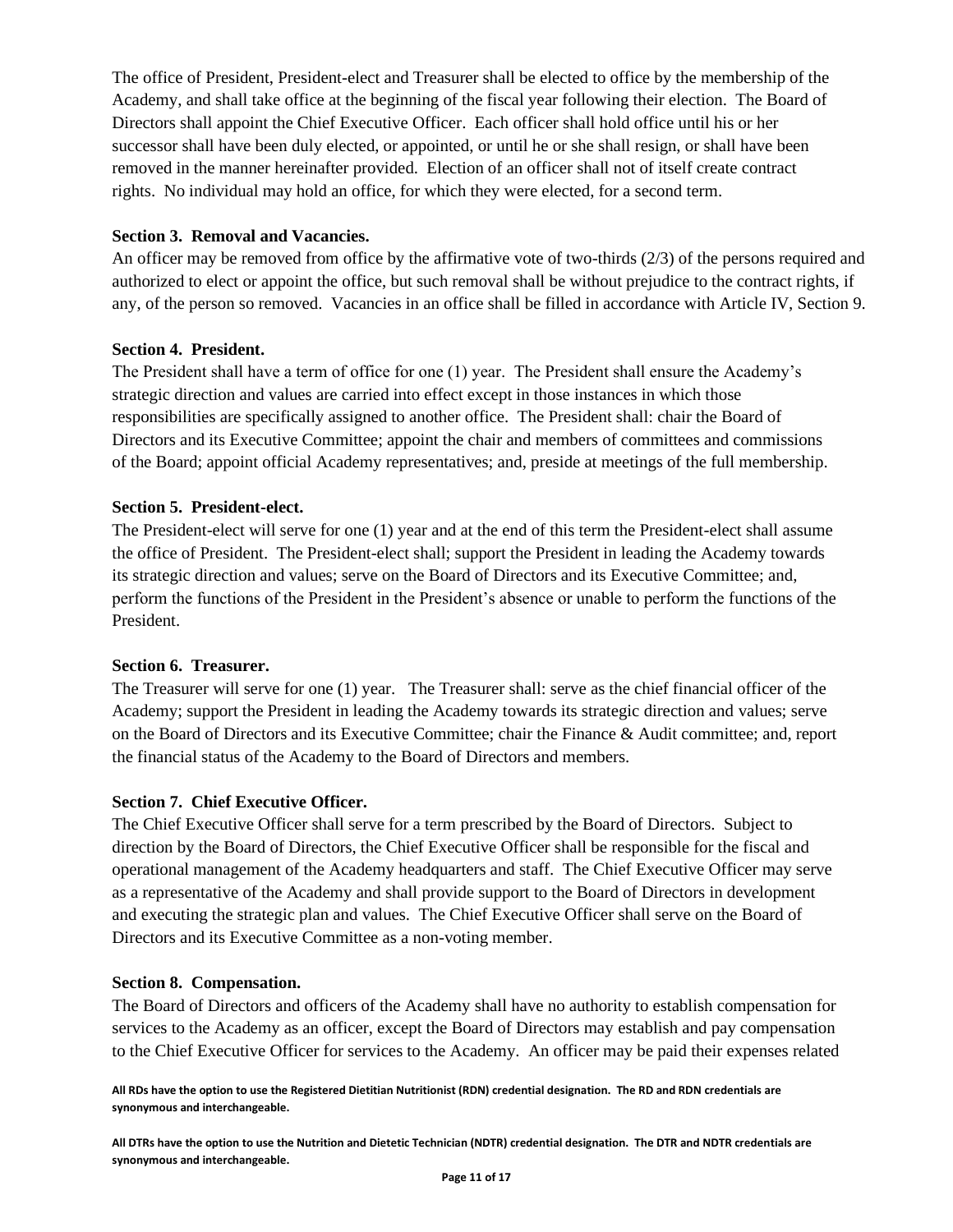The office of President, President-elect and Treasurer shall be elected to office by the membership of the Academy, and shall take office at the beginning of the fiscal year following their election. The Board of Directors shall appoint the Chief Executive Officer. Each officer shall hold office until his or her successor shall have been duly elected, or appointed, or until he or she shall resign, or shall have been removed in the manner hereinafter provided. Election of an officer shall not of itself create contract rights. No individual may hold an office, for which they were elected, for a second term.

**Section 3. Removal and Vacancies.**

An officer may be removed from office by the affirmative vote of two-thirds (2/3) of the persons required and authorized to elect or appoint the office, but such removal shall be without prejudice to the contract rights, if any, of the person so removed. Vacancies in an office shall be filled in accordance with Article IV, Section 9.

**Section 4. President.**

The President shall have a term of office for one (1) year. The President shall ensure the Academy's strategic direction and values are carried into effect except in those instances in which those responsibilities are specifically assigned to another office. The President shall: chair the Board of Directors and its Executive Committee; appoint the chair and members of committees and commissions of the Board; appoint official Academy representatives; and, preside at meetings of the full membership.

**Section 5. President-elect.**

The President-elect will serve for one (1) year and at the end of this term the President-elect shall assume the office of President. The President-elect shall; support the President in leading the Academy towards its strategic direction and values; serve on the Board of Directors and its Executive Committee; and, perform the functions of the President in the President's absence or unable to perform the functions of the President.

**Section 6. Treasurer.**

The Treasurer will serve for one (1) year. The Treasurer shall: serve as the chief financial officer of the Academy; support the President in leading the Academy towards its strategic direction and values; serve on the Board of Directors and its Executive Committee; chair the Finance & Audit committee; and, report the financial status of the Academy to the Board of Directors and members.

**Section 7. Chief Executive Officer.**

The Chief Executive Officer shall serve for a term prescribed by the Board of Directors. Subject to direction by the Board of Directors, the Chief Executive Officer shall be responsible for the fiscal and operational management of the Academy headquarters and staff. The Chief Executive Officer may serve as a representative of the Academy and shall provide support to the Board of Directors in development and executing the strategic plan and values. The Chief Executive Officer shall serve on the Board of Directors and its Executive Committee as a non-voting member.

**Section 8. Compensation.**

The Board of Directors and officers of the Academy shall have no authority to establish compensation for services to the Academy as an officer, except the Board of Directors may establish and pay compensation to the Chief Executive Officer for services to the Academy. An officer may be paid their expenses related

**All RDs have the option to use the Registered Dietitian Nutritionist (RDN) credential designation. The RD and RDN credentials are synonymous and interchangeable.**

**All DTRs have the option to use the Nutrition and Dietetic Technician (NDTR) credential designation. The DTR and NDTR credentials are synonymous and interchangeable.**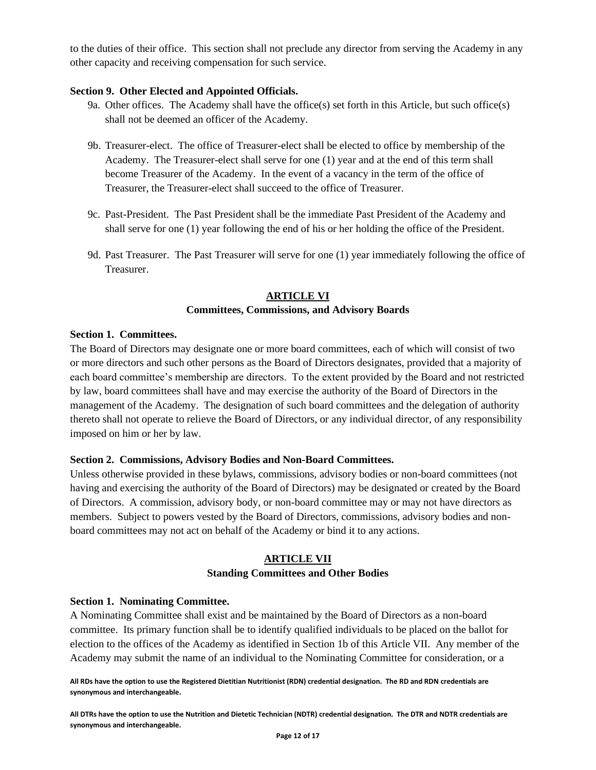to the duties of their office. This section shall not preclude any director from serving the Academy in any other capacity and receiving compensation for such service.

**Section 9. Other Elected and Appointed Officials.**

9a. Other offices. The Academy shall have the office(s) set forth in this Article, but such office(s) shall not be deemed an officer of the Academy.

9b. Treasurer-elect. The office of Treasurer-elect shall be elected to office by membership of the Academy. The Treasurer-elect shall serve for one (1) year and at the end of this term shall become Treasurer of the Academy. In the event of a vacancy in the term of the office of Treasurer, the Treasurer-elect shall succeed to the office of Treasurer.

9c. Past-President. The Past President shall be the immediate Past President of the Academy and shall serve for one (1) year following the end of his or her holding the office of the President.

9d. Past Treasurer. The Past Treasurer will serve for one (1) year immediately following the office of Treasurer.

## ARTICLE VI
### Committees, Commissions, and Advisory Boards

**Section 1. Committees.**

The Board of Directors may designate one or more board committees, each of which will consist of two or more directors and such other persons as the Board of Directors designates, provided that a majority of each board committee's membership are directors. To the extent provided by the Board and not restricted by law, board committees shall have and may exercise the authority of the Board of Directors in the management of the Academy. The designation of such board committees and the delegation of authority thereto shall not operate to relieve the Board of Directors, or any individual director, of any responsibility imposed on him or her by law.

**Section 2. Commissions, Advisory Bodies and Non-Board Committees.**

Unless otherwise provided in these bylaws, commissions, advisory bodies or non-board committees (not having and exercising the authority of the Board of Directors) may be designated or created by the Board of Directors. A commission, advisory body, or non-board committee may or may not have directors as members. Subject to powers vested by the Board of Directors, commissions, advisory bodies and non-board committees may not act on behalf of the Academy or bind it to any actions.

## ARTICLE VII
### Standing Committees and Other Bodies

**Section 1. Nominating Committee.**

A Nominating Committee shall exist and be maintained by the Board of Directors as a non-board committee. Its primary function shall be to identify qualified individuals to be placed on the ballot for election to the offices of the Academy as identified in Section 1b of this Article VII. Any member of the Academy may submit the name of an individual to the Nominating Committee for consideration, or a

**All RDs have the option to use the Registered Dietitian Nutritionist (RDN) credential designation. The RD and RDN credentials are synonymous and interchangeable.**

**All DTRs have the option to use the Nutrition and Dietetic Technician (NDTR) credential designation. The DTR and NDTR credentials are synonymous and interchangeable.**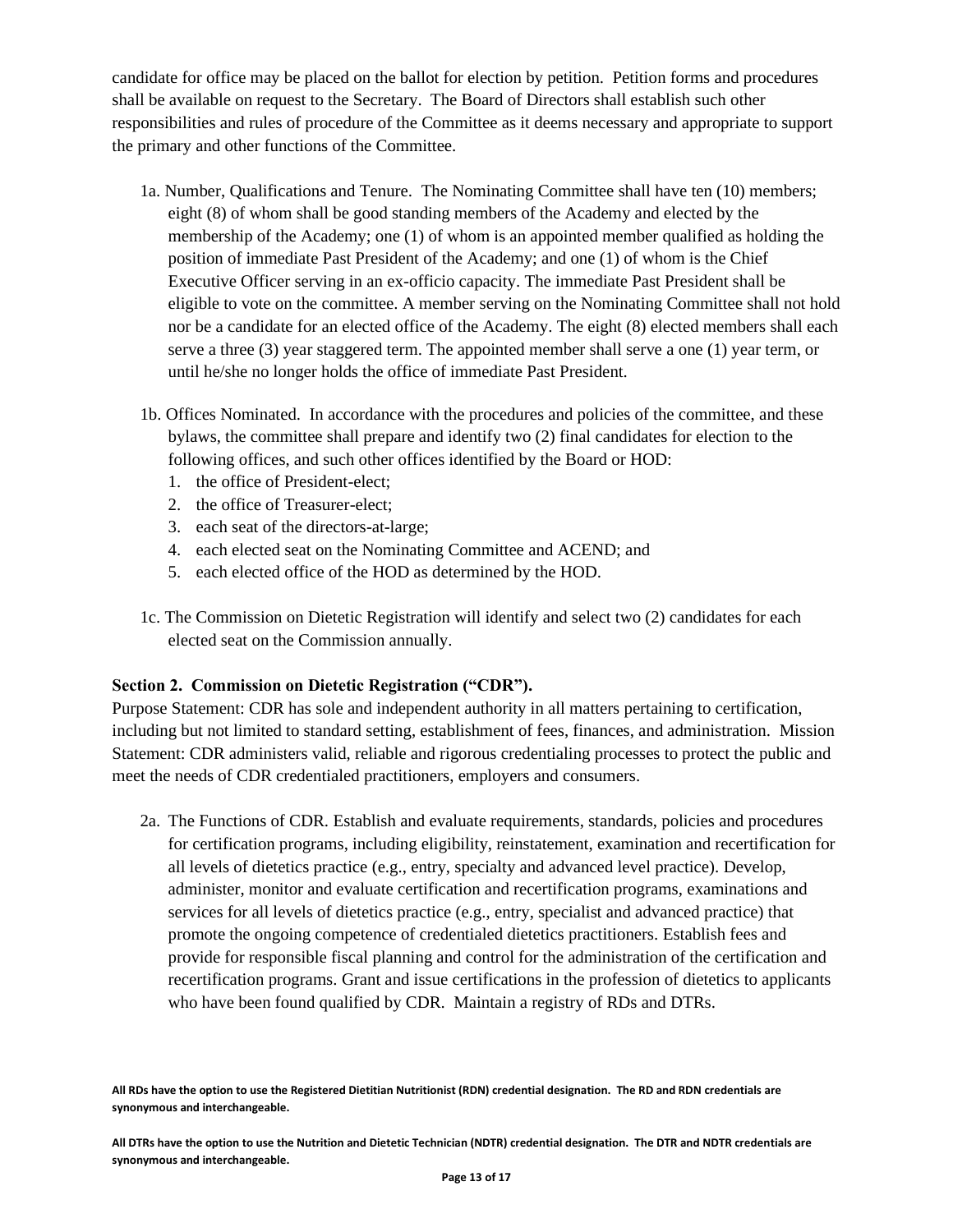candidate for office may be placed on the ballot for election by petition. Petition forms and procedures shall be available on request to the Secretary. The Board of Directors shall establish such other responsibilities and rules of procedure of the Committee as it deems necessary and appropriate to support the primary and other functions of the Committee.

1a. Number, Qualifications and Tenure. The Nominating Committee shall have ten (10) members; eight (8) of whom shall be good standing members of the Academy and elected by the membership of the Academy; one (1) of whom is an appointed member qualified as holding the position of immediate Past President of the Academy; and one (1) of whom is the Chief Executive Officer serving in an ex-officio capacity. The immediate Past President shall be eligible to vote on the committee. A member serving on the Nominating Committee shall not hold nor be a candidate for an elected office of the Academy. The eight (8) elected members shall each serve a three (3) year staggered term. The appointed member shall serve a one (1) year term, or until he/she no longer holds the office of immediate Past President.

1b. Offices Nominated. In accordance with the procedures and policies of the committee, and these bylaws, the committee shall prepare and identify two (2) final candidates for election to the following offices, and such other offices identified by the Board or HOD:

1. the office of President-elect;
2. the office of Treasurer-elect;
3. each seat of the directors-at-large;
4. each elected seat on the Nominating Committee and ACEND; and
5. each elected office of the HOD as determined by the HOD.

1c. The Commission on Dietetic Registration will identify and select two (2) candidates for each elected seat on the Commission annually.

**Section 2. Commission on Dietetic Registration ("CDR").**

Purpose Statement: CDR has sole and independent authority in all matters pertaining to certification, including but not limited to standard setting, establishment of fees, finances, and administration. Mission Statement: CDR administers valid, reliable and rigorous credentialing processes to protect the public and meet the needs of CDR credentialed practitioners, employers and consumers.

2a. The Functions of CDR. Establish and evaluate requirements, standards, policies and procedures for certification programs, including eligibility, reinstatement, examination and recertification for all levels of dietetics practice (e.g., entry, specialty and advanced level practice). Develop, administer, monitor and evaluate certification and recertification programs, examinations and services for all levels of dietetics practice (e.g., entry, specialist and advanced practice) that promote the ongoing competence of credentialed dietetics practitioners. Establish fees and provide for responsible fiscal planning and control for the administration of the certification and recertification programs. Grant and issue certifications in the profession of dietetics to applicants who have been found qualified by CDR. Maintain a registry of RDs and DTRs.

**All RDs have the option to use the Registered Dietitian Nutritionist (RDN) credential designation. The RD and RDN credentials are synonymous and interchangeable.**

**All DTRs have the option to use the Nutrition and Dietetic Technician (NDTR) credential designation. The DTR and NDTR credentials are synonymous and interchangeable.**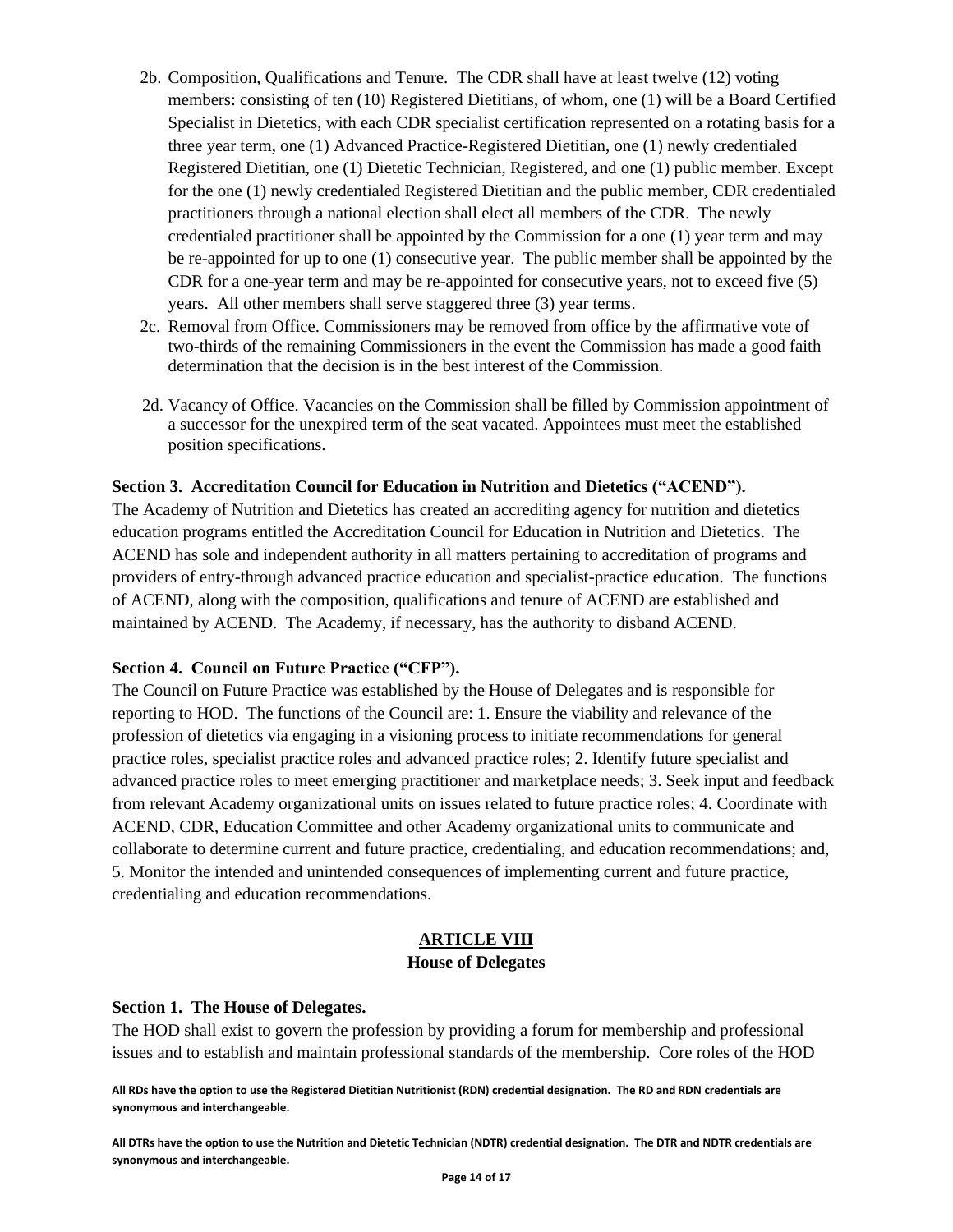2b. Composition, Qualifications and Tenure. The CDR shall have at least twelve (12) voting members: consisting of ten (10) Registered Dietitians, of whom, one (1) will be a Board Certified Specialist in Dietetics, with each CDR specialist certification represented on a rotating basis for a three year term, one (1) Advanced Practice-Registered Dietitian, one (1) newly credentialed Registered Dietitian, one (1) Dietetic Technician, Registered, and one (1) public member. Except for the one (1) newly credentialed Registered Dietitian and the public member, CDR credentialed practitioners through a national election shall elect all members of the CDR. The newly credentialed practitioner shall be appointed by the Commission for a one (1) year term and may be re-appointed for up to one (1) consecutive year. The public member shall be appointed by the CDR for a one-year term and may be re-appointed for consecutive years, not to exceed five (5) years. All other members shall serve staggered three (3) year terms.

2c. Removal from Office. Commissioners may be removed from office by the affirmative vote of two-thirds of the remaining Commissioners in the event the Commission has made a good faith determination that the decision is in the best interest of the Commission.

2d. Vacancy of Office. Vacancies on the Commission shall be filled by Commission appointment of a successor for the unexpired term of the seat vacated. Appointees must meet the established position specifications.

**Section 3. Accreditation Council for Education in Nutrition and Dietetics ("ACEND").**
The Academy of Nutrition and Dietetics has created an accrediting agency for nutrition and dietetics education programs entitled the Accreditation Council for Education in Nutrition and Dietetics. The ACEND has sole and independent authority in all matters pertaining to accreditation of programs and providers of entry-through advanced practice education and specialist-practice education. The functions of ACEND, along with the composition, qualifications and tenure of ACEND are established and maintained by ACEND. The Academy, if necessary, has the authority to disband ACEND.

**Section 4. Council on Future Practice ("CFP").**
The Council on Future Practice was established by the House of Delegates and is responsible for reporting to HOD. The functions of the Council are: 1. Ensure the viability and relevance of the profession of dietetics via engaging in a visioning process to initiate recommendations for general practice roles, specialist practice roles and advanced practice roles; 2. Identify future specialist and advanced practice roles to meet emerging practitioner and marketplace needs; 3. Seek input and feedback from relevant Academy organizational units on issues related to future practice roles; 4. Coordinate with ACEND, CDR, Education Committee and other Academy organizational units to communicate and collaborate to determine current and future practice, credentialing, and education recommendations; and, 5. Monitor the intended and unintended consequences of implementing current and future practice, credentialing and education recommendations.

## ARTICLE VIII
### House of Delegates

**Section 1. The House of Delegates.**
The HOD shall exist to govern the profession by providing a forum for membership and professional issues and to establish and maintain professional standards of the membership. Core roles of the HOD

**All RDs have the option to use the Registered Dietitian Nutritionist (RDN) credential designation. The RD and RDN credentials are synonymous and interchangeable.**

**All DTRs have the option to use the Nutrition and Dietetic Technician (NDTR) credential designation. The DTR and NDTR credentials are synonymous and interchangeable.**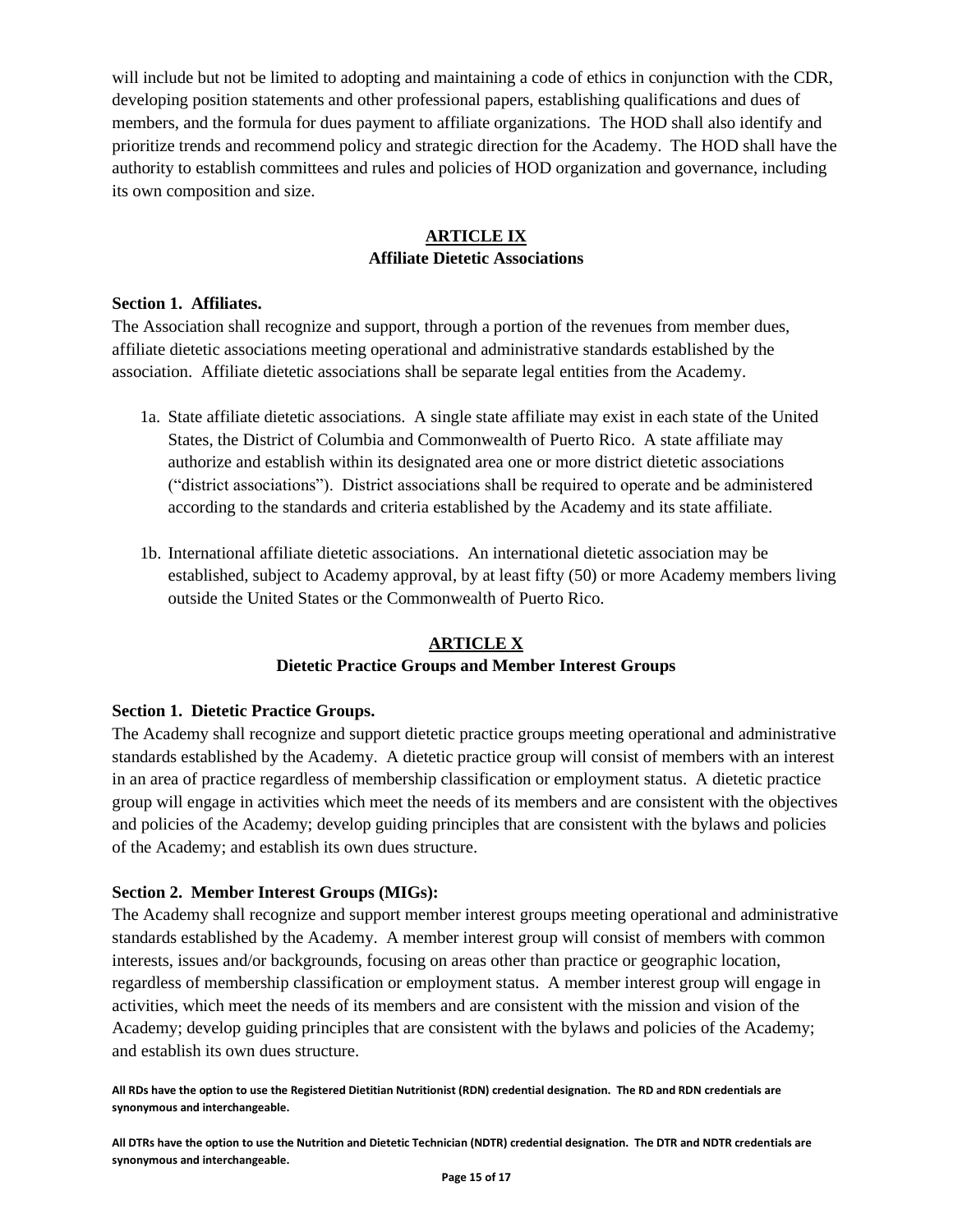will include but not be limited to adopting and maintaining a code of ethics in conjunction with the CDR, developing position statements and other professional papers, establishing qualifications and dues of members, and the formula for dues payment to affiliate organizations. The HOD shall also identify and prioritize trends and recommend policy and strategic direction for the Academy. The HOD shall have the authority to establish committees and rules and policies of HOD organization and governance, including its own composition and size.

## ARTICLE IX
## Affiliate Dietetic Associations

**Section 1. Affiliates.**
The Association shall recognize and support, through a portion of the revenues from member dues, affiliate dietetic associations meeting operational and administrative standards established by the association. Affiliate dietetic associations shall be separate legal entities from the Academy.

1a. State affiliate dietetic associations. A single state affiliate may exist in each state of the United States, the District of Columbia and Commonwealth of Puerto Rico. A state affiliate may authorize and establish within its designated area one or more district dietetic associations ("district associations"). District associations shall be required to operate and be administered according to the standards and criteria established by the Academy and its state affiliate.

1b. International affiliate dietetic associations. An international dietetic association may be established, subject to Academy approval, by at least fifty (50) or more Academy members living outside the United States or the Commonwealth of Puerto Rico.

## ARTICLE X
## Dietetic Practice Groups and Member Interest Groups

**Section 1. Dietetic Practice Groups.**
The Academy shall recognize and support dietetic practice groups meeting operational and administrative standards established by the Academy. A dietetic practice group will consist of members with an interest in an area of practice regardless of membership classification or employment status. A dietetic practice group will engage in activities which meet the needs of its members and are consistent with the objectives and policies of the Academy; develop guiding principles that are consistent with the bylaws and policies of the Academy; and establish its own dues structure.

**Section 2. Member Interest Groups (MIGs):**
The Academy shall recognize and support member interest groups meeting operational and administrative standards established by the Academy. A member interest group will consist of members with common interests, issues and/or backgrounds, focusing on areas other than practice or geographic location, regardless of membership classification or employment status. A member interest group will engage in activities, which meet the needs of its members and are consistent with the mission and vision of the Academy; develop guiding principles that are consistent with the bylaws and policies of the Academy; and establish its own dues structure.

**All RDs have the option to use the Registered Dietitian Nutritionist (RDN) credential designation. The RD and RDN credentials are synonymous and interchangeable.**

**All DTRs have the option to use the Nutrition and Dietetic Technician (NDTR) credential designation. The DTR and NDTR credentials are synonymous and interchangeable.**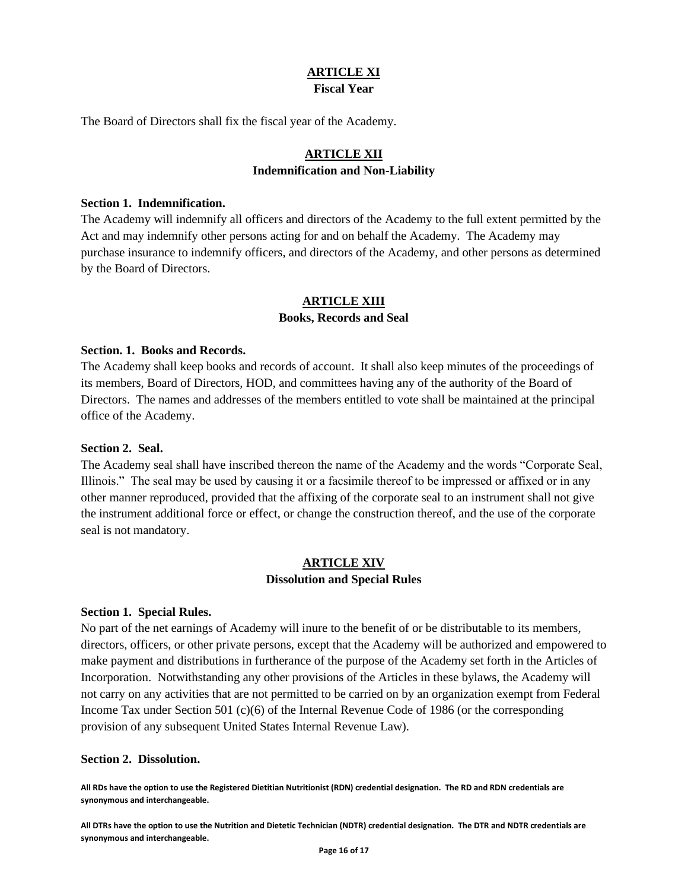## ARTICLE XI
### Fiscal Year

The Board of Directors shall fix the fiscal year of the Academy.

## ARTICLE XII
### Indemnification and Non-Liability

**Section 1. Indemnification.**
The Academy will indemnify all officers and directors of the Academy to the full extent permitted by the Act and may indemnify other persons acting for and on behalf the Academy. The Academy may purchase insurance to indemnify officers, and directors of the Academy, and other persons as determined by the Board of Directors.

## ARTICLE XIII
### Books, Records and Seal

**Section. 1. Books and Records.**
The Academy shall keep books and records of account. It shall also keep minutes of the proceedings of its members, Board of Directors, HOD, and committees having any of the authority of the Board of Directors. The names and addresses of the members entitled to vote shall be maintained at the principal office of the Academy.

**Section 2. Seal.**
The Academy seal shall have inscribed thereon the name of the Academy and the words "Corporate Seal, Illinois." The seal may be used by causing it or a facsimile thereof to be impressed or affixed or in any other manner reproduced, provided that the affixing of the corporate seal to an instrument shall not give the instrument additional force or effect, or change the construction thereof, and the use of the corporate seal is not mandatory.

## ARTICLE XIV
### Dissolution and Special Rules

**Section 1. Special Rules.**
No part of the net earnings of Academy will inure to the benefit of or be distributable to its members, directors, officers, or other private persons, except that the Academy will be authorized and empowered to make payment and distributions in furtherance of the purpose of the Academy set forth in the Articles of Incorporation. Notwithstanding any other provisions of the Articles in these bylaws, the Academy will not carry on any activities that are not permitted to be carried on by an organization exempt from Federal Income Tax under Section 501 (c)(6) of the Internal Revenue Code of 1986 (or the corresponding provision of any subsequent United States Internal Revenue Law).

**Section 2. Dissolution.**

**All RDs have the option to use the Registered Dietitian Nutritionist (RDN) credential designation. The RD and RDN credentials are synonymous and interchangeable.**

**All DTRs have the option to use the Nutrition and Dietetic Technician (NDTR) credential designation. The DTR and NDTR credentials are synonymous and interchangeable.**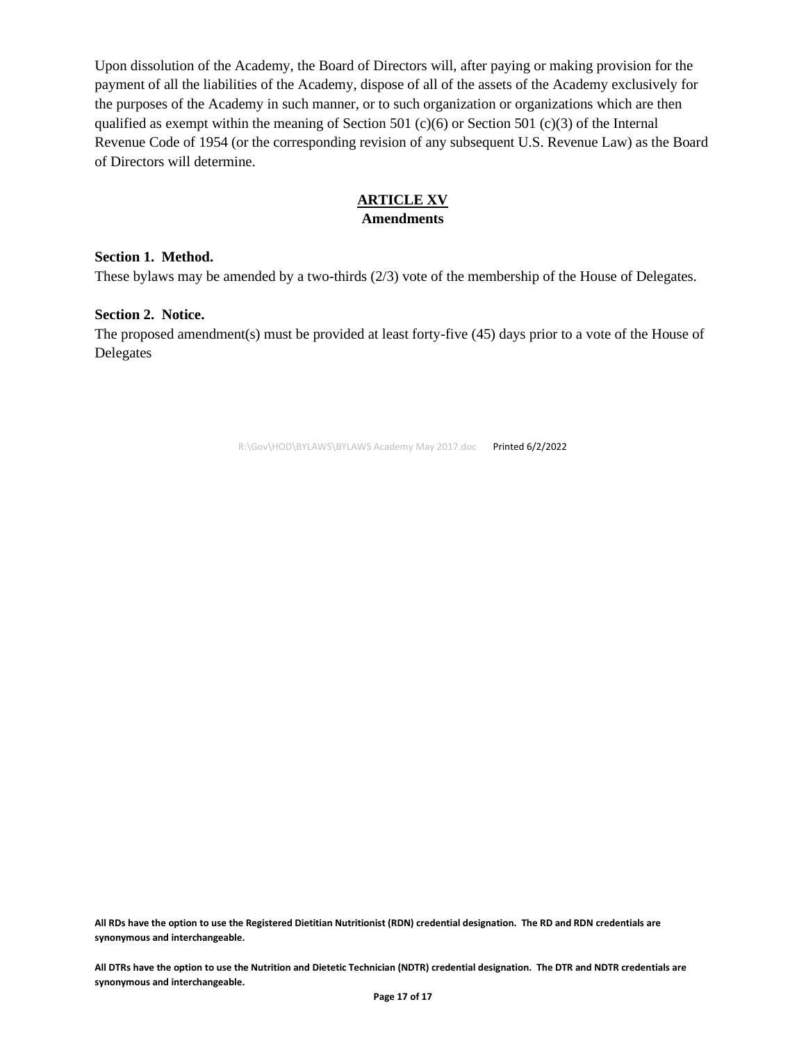Upon dissolution of the Academy, the Board of Directors will, after paying or making provision for the payment of all the liabilities of the Academy, dispose of all of the assets of the Academy exclusively for the purposes of the Academy in such manner, or to such organization or organizations which are then qualified as exempt within the meaning of Section 501 (c)(6) or Section 501 (c)(3) of the Internal Revenue Code of 1954 (or the corresponding revision of any subsequent U.S. Revenue Law) as the Board of Directors will determine.

## ARTICLE XV
## Amendments

**Section 1. Method.**
These bylaws may be amended by a two-thirds (2/3) vote of the membership of the House of Delegates.

**Section 2. Notice.**
The proposed amendment(s) must be provided at least forty-five (45) days prior to a vote of the House of Delegates

R:\Gov\HOD\BYLAWS\BYLAWS Academy May 2017.doc Printed 6/2/2022

**All RDs have the option to use the Registered Dietitian Nutritionist (RDN) credential designation. The RD and RDN credentials are synonymous and interchangeable.**

**All DTRs have the option to use the Nutrition and Dietetic Technician (NDTR) credential designation. The DTR and NDTR credentials are synonymous and interchangeable.**